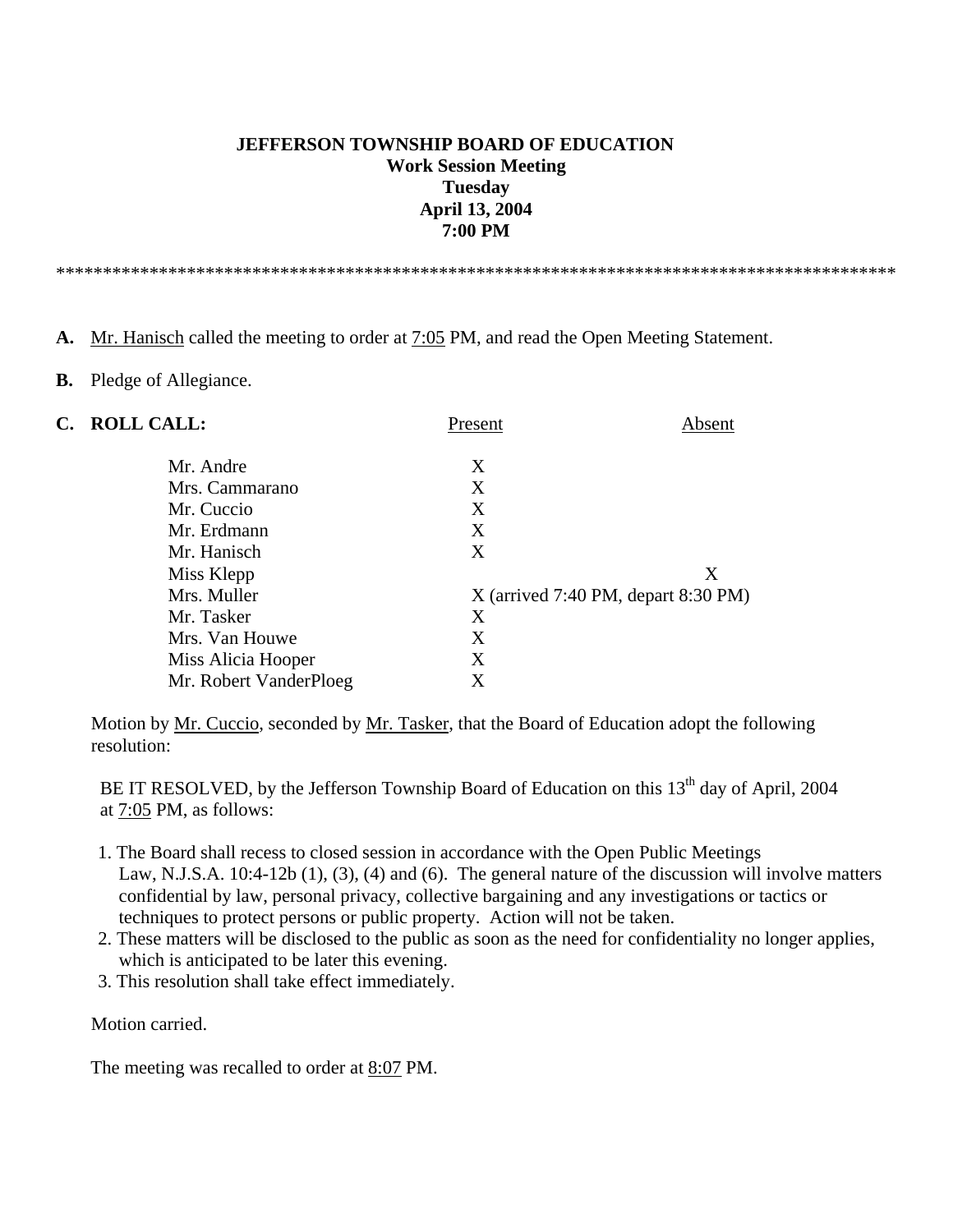**JEFFERSON TOWNSHIP BOARD OF EDUCATION**
**Work Session Meeting**
**Tuesday**
**April 13, 2004**
**7:00 PM**

*******************************************************************************************

**A.** Mr. Hanisch called the meeting to order at 7:05 PM, and read the Open Meeting Statement.

**B.** Pledge of Allegiance.

**C. ROLL CALL:**

| | Present | Absent |
|---|---|---|
| Mr. Andre | X | |
| Mrs. Cammarano | X | |
| Mr. Cuccio | X | |
| Mr. Erdmann | X | |
| Mr. Hanisch | X | |
| Miss Klepp | | X |
| Mrs. Muller | X (arrived 7:40 PM, depart 8:30 PM) | |
| Mr. Tasker | X | |
| Mrs. Van Houwe | X | |
| Miss Alicia Hooper | X | |
| Mr. Robert VanderPloeg | X | |

Motion by Mr. Cuccio, seconded by Mr. Tasker, that the Board of Education adopt the following resolution:

BE IT RESOLVED, by the Jefferson Township Board of Education on this 13th day of April, 2004 at 7:05 PM, as follows:

1. The Board shall recess to closed session in accordance with the Open Public Meetings Law, N.J.S.A. 10:4-12b (1), (3), (4) and (6). The general nature of the discussion will involve matters confidential by law, personal privacy, collective bargaining and any investigations or tactics or techniques to protect persons or public property. Action will not be taken.
2. These matters will be disclosed to the public as soon as the need for confidentiality no longer applies, which is anticipated to be later this evening.
3. This resolution shall take effect immediately.

Motion carried.

The meeting was recalled to order at 8:07 PM.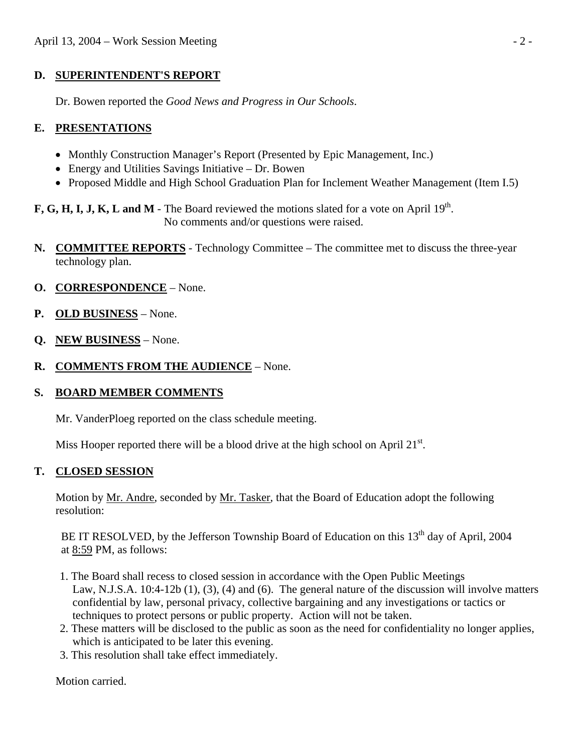## D. SUPERINTENDENT'S REPORT

Dr. Bowen reported the *Good News and Progress in Our Schools*.

## E. PRESENTATIONS

- Monthly Construction Manager's Report (Presented by Epic Management, Inc.)
- Energy and Utilities Savings Initiative – Dr. Bowen
- Proposed Middle and High School Graduation Plan for Inclement Weather Management (Item I.5)

**F, G, H, I, J, K, L and M** - The Board reviewed the motions slated for a vote on April 19th. No comments and/or questions were raised.

**N. COMMITTEE REPORTS** - Technology Committee – The committee met to discuss the three-year technology plan.

**O. CORRESPONDENCE** – None.

**P. OLD BUSINESS** – None.

**Q. NEW BUSINESS** – None.

**R. COMMENTS FROM THE AUDIENCE** – None.

## S. BOARD MEMBER COMMENTS

Mr. VanderPloeg reported on the class schedule meeting.

Miss Hooper reported there will be a blood drive at the high school on April 21st.

## T. CLOSED SESSION

Motion by Mr. Andre, seconded by Mr. Tasker, that the Board of Education adopt the following resolution:

BE IT RESOLVED, by the Jefferson Township Board of Education on this 13th day of April, 2004 at 8:59 PM, as follows:

1. The Board shall recess to closed session in accordance with the Open Public Meetings Law, N.J.S.A. 10:4-12b (1), (3), (4) and (6). The general nature of the discussion will involve matters confidential by law, personal privacy, collective bargaining and any investigations or tactics or techniques to protect persons or public property. Action will not be taken.
2. These matters will be disclosed to the public as soon as the need for confidentiality no longer applies, which is anticipated to be later this evening.
3. This resolution shall take effect immediately.

Motion carried.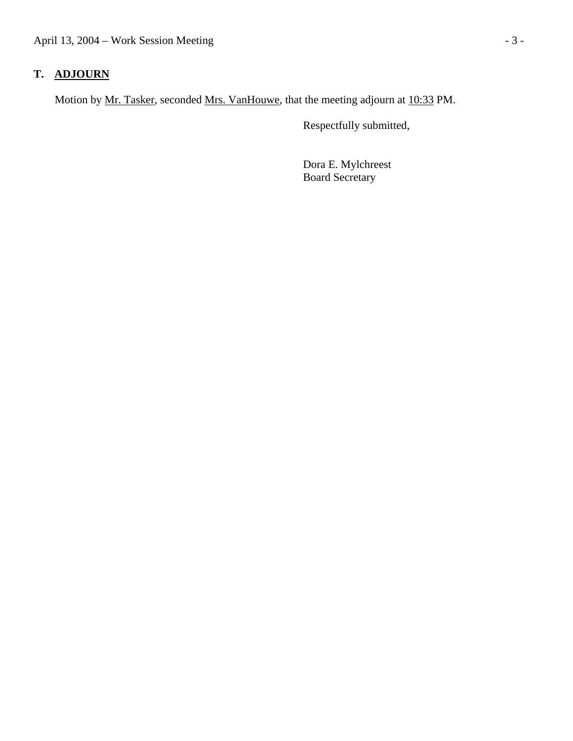## T. ADJOURN

Motion by Mr. Tasker, seconded Mrs. VanHouwe, that the meeting adjourn at 10:33 PM.

Respectfully submitted,

Dora E. Mylchreest
Board Secretary